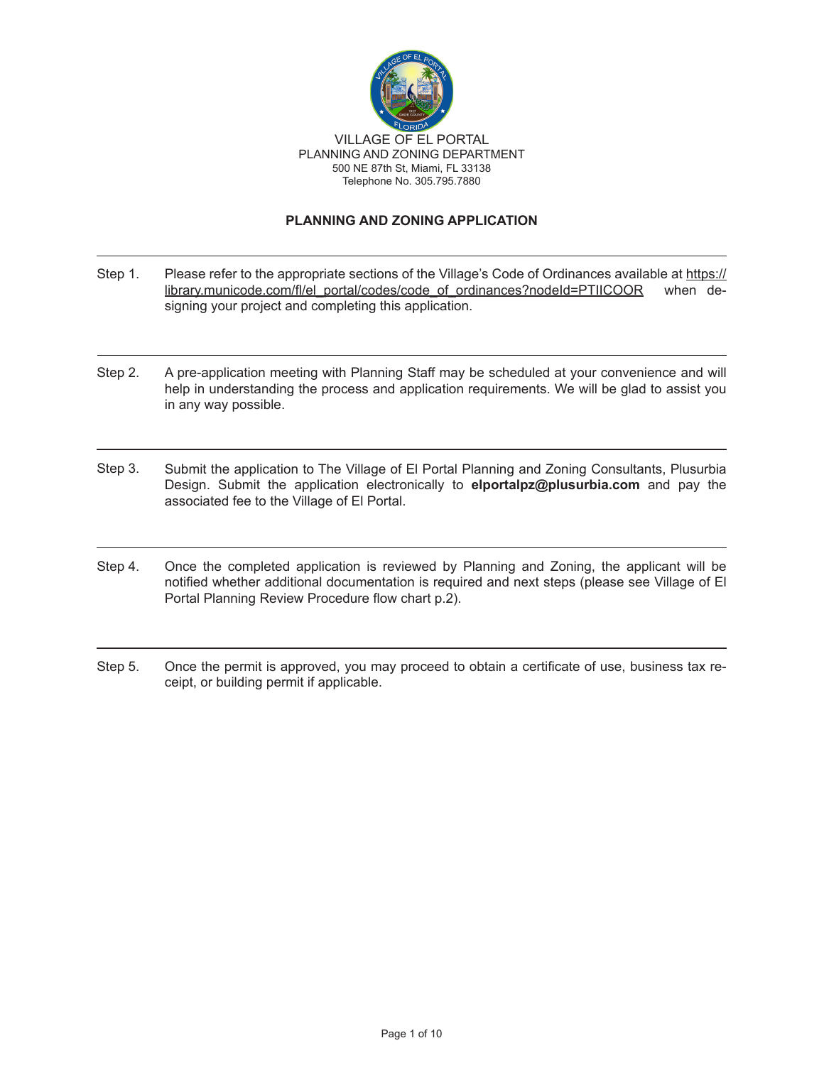VILLAGE OF EL PORTAL
PLANNING AND ZONING DEPARTMENT
500 NE 87th St, Miami, FL 33138
Telephone No. 305.795.7880

# PLANNING AND ZONING APPLICATION

---

Step 1. Please refer to the appropriate sections of the Village's Code of Ordinances available at https://library.municode.com/fl/el_portal/codes/code_of_ordinances?nodeId=PTIICOOR when designing your project and completing this application.

---

Step 2. A pre-application meeting with Planning Staff may be scheduled at your convenience and will help in understanding the process and application requirements. We will be glad to assist you in any way possible.

---

Step 3. Submit the application to The Village of El Portal Planning and Zoning Consultants, Plusurbia Design. Submit the application electronically to **elportalpz@plusurbia.com** and pay the associated fee to the Village of El Portal.

---

Step 4. Once the completed application is reviewed by Planning and Zoning, the applicant will be notified whether additional documentation is required and next steps (please see Village of El Portal Planning Review Procedure flow chart p.2).

---

Step 5. Once the permit is approved, you may proceed to obtain a certificate of use, business tax receipt, or building permit if applicable.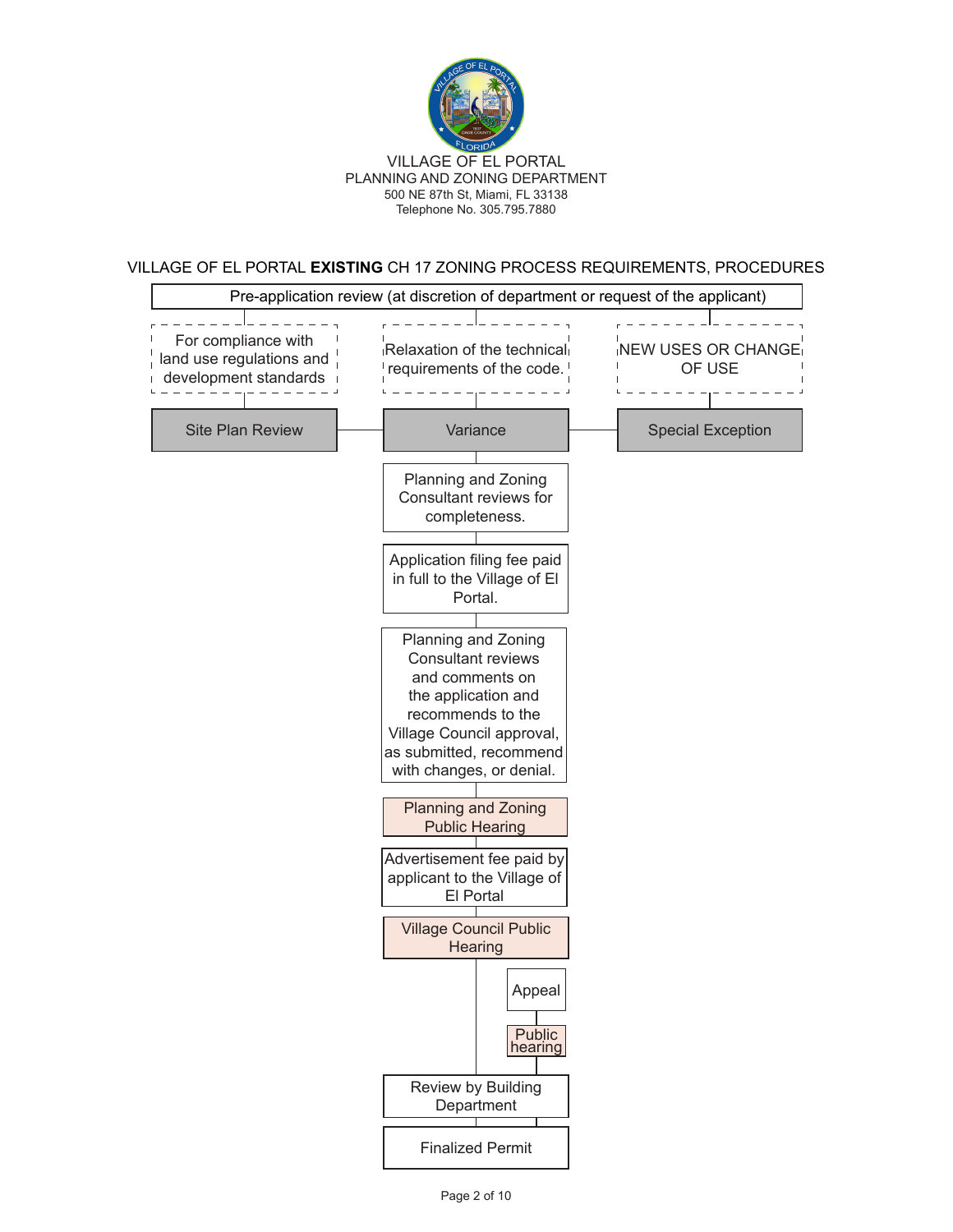VILLAGE OF EL PORTAL
PLANNING AND ZONING DEPARTMENT
500 NE 87th St, Miami, FL 33138
Telephone No. 305.795.7880

## VILLAGE OF EL PORTAL **EXISTING** CH 17 ZONING PROCESS REQUIREMENTS, PROCEDURES

Pre-application review (at discretion of department or request of the applicant)

- For compliance with land use regulations and development standards → **Site Plan Review**
- Relaxation of the technical requirements of the code. → **Variance**
- NEW USES OR CHANGE OF USE → **Special Exception**

**Variance** process:

1. Planning and Zoning Consultant reviews for completeness.
2. Application filing fee paid in full to the Village of El Portal.
3. Planning and Zoning Consultant reviews and comments on the application and recommends to the Village Council approval, as submitted, recommend with changes, or denial.
4. Planning and Zoning Public Hearing
5. Advertisement fee paid by applicant to the Village of El Portal
6. Village Council Public Hearing
   - Appeal → Public hearing
7. Review by Building Department
8. Finalized Permit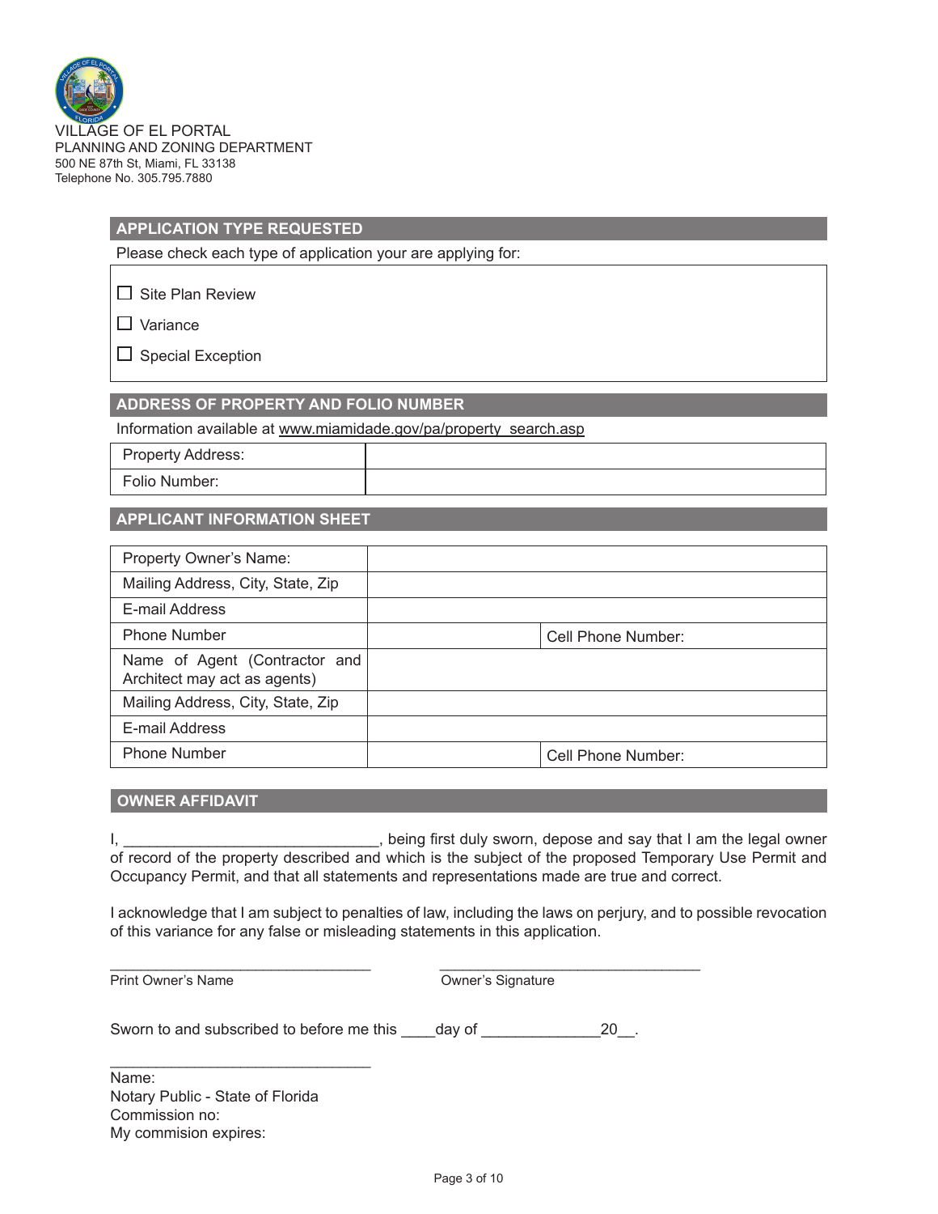VILLAGE OF EL PORTAL
PLANNING AND ZONING DEPARTMENT
500 NE 87th St, Miami, FL 33138
Telephone No. 305.795.7880

## APPLICATION TYPE REQUESTED

Please check each type of application your are applying for:

☐ Site Plan Review

☐ Variance

☐ Special Exception

## ADDRESS OF PROPERTY AND FOLIO NUMBER

Information available at www.miamidade.gov/pa/property_search.asp

| Property Address: | |
|---|---|
| Folio Number: | |

## APPLICANT INFORMATION SHEET

| Property Owner's Name: | | |
|---|---|---|
| Mailing Address, City, State, Zip | | |
| E-mail Address | | |
| Phone Number | | Cell Phone Number: |
| Name of Agent (Contractor and Architect may act as agents) | | |
| Mailing Address, City, State, Zip | | |
| E-mail Address | | |
| Phone Number | | Cell Phone Number: |

## OWNER AFFIDAVIT

I, ______________________________, being first duly sworn, depose and say that I am the legal owner of record of the property described and which is the subject of the proposed Temporary Use Permit and Occupancy Permit, and that all statements and representations made are true and correct.

I acknowledge that I am subject to penalties of law, including the laws on perjury, and to possible revocation of this variance for any false or misleading statements in this application.

________________________________ &nbsp;&nbsp;&nbsp;&nbsp;&nbsp;&nbsp; ________________________________
Print Owner's Name &nbsp;&nbsp;&nbsp;&nbsp;&nbsp;&nbsp;&nbsp;&nbsp;&nbsp;&nbsp;&nbsp;&nbsp;&nbsp;&nbsp;&nbsp;&nbsp;&nbsp;&nbsp;&nbsp;&nbsp; Owner's Signature

Sworn to and subscribed to before me this ____day of ______________20__.

________________________________
Name:
Notary Public - State of Florida
Commission no:
My commision expires: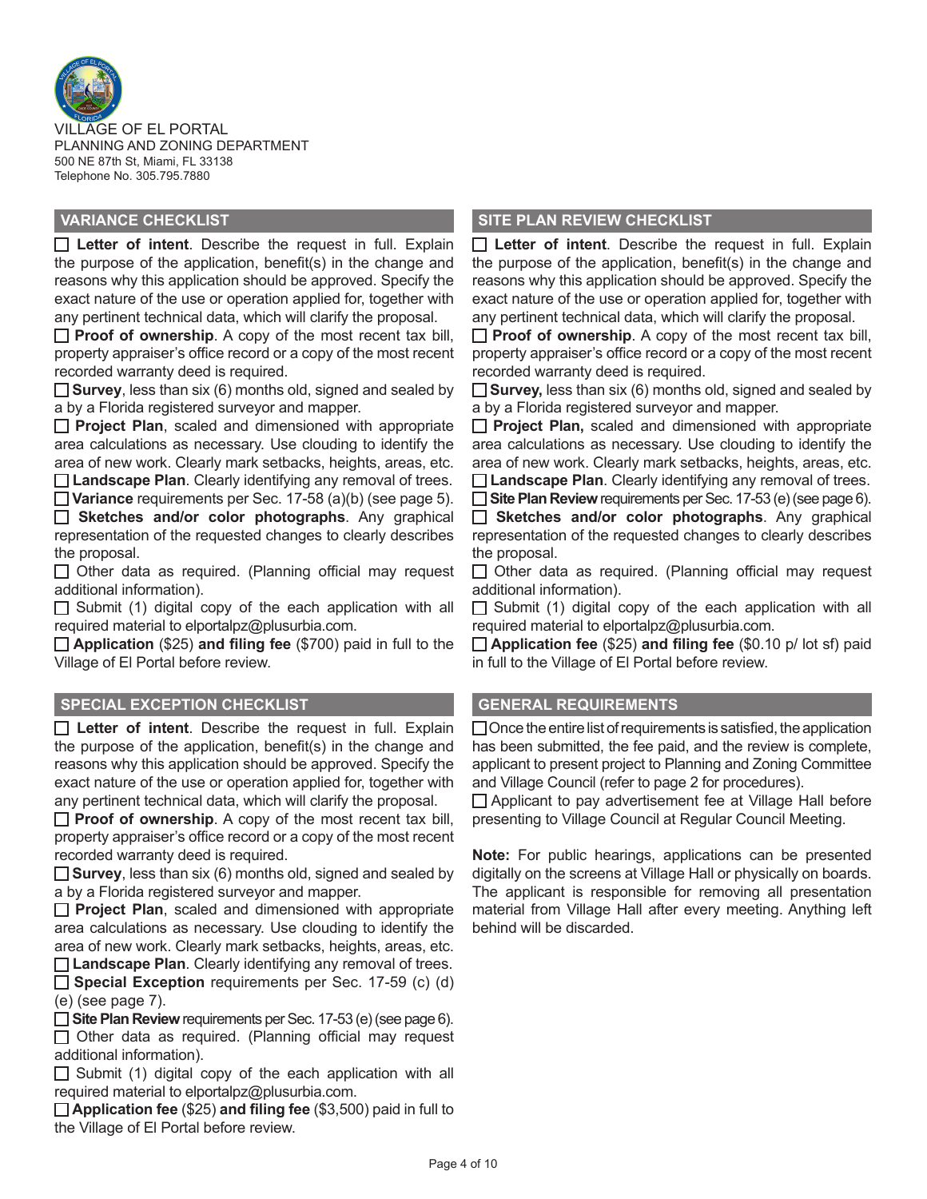VILLAGE OF EL PORTAL
PLANNING AND ZONING DEPARTMENT
500 NE 87th St, Miami, FL 33138
Telephone No. 305.795.7880

## VARIANCE CHECKLIST

- ☐ **Letter of intent**. Describe the request in full. Explain the purpose of the application, benefit(s) in the change and reasons why this application should be approved. Specify the exact nature of the use or operation applied for, together with any pertinent technical data, which will clarify the proposal.
- ☐ **Proof of ownership**. A copy of the most recent tax bill, property appraiser's office record or a copy of the most recent recorded warranty deed is required.
- ☐ **Survey**, less than six (6) months old, signed and sealed by a by a Florida registered surveyor and mapper.
- ☐ **Project Plan**, scaled and dimensioned with appropriate area calculations as necessary. Use clouding to identify the area of new work. Clearly mark setbacks, heights, areas, etc.
- ☐ **Landscape Plan**. Clearly identifying any removal of trees.
- ☐ **Variance** requirements per Sec. 17-58 (a)(b) (see page 5).
- ☐ **Sketches and/or color photographs**. Any graphical representation of the requested changes to clearly describes the proposal.
- ☐ Other data as required. (Planning official may request additional information).
- ☐ Submit (1) digital copy of the each application with all required material to elportalpz@plusurbia.com.
- ☐ **Application** ($25) **and filing fee** ($700) paid in full to the Village of El Portal before review.

## SPECIAL EXCEPTION CHECKLIST

- ☐ **Letter of intent**. Describe the request in full. Explain the purpose of the application, benefit(s) in the change and reasons why this application should be approved. Specify the exact nature of the use or operation applied for, together with any pertinent technical data, which will clarify the proposal.
- ☐ **Proof of ownership**. A copy of the most recent tax bill, property appraiser's office record or a copy of the most recent recorded warranty deed is required.
- ☐ **Survey**, less than six (6) months old, signed and sealed by a by a Florida registered surveyor and mapper.
- ☐ **Project Plan**, scaled and dimensioned with appropriate area calculations as necessary. Use clouding to identify the area of new work. Clearly mark setbacks, heights, areas, etc.
- ☐ **Landscape Plan**. Clearly identifying any removal of trees.
- ☐ **Special Exception** requirements per Sec. 17-59 (c) (d) (e) (see page 7).
- ☐ **Site Plan Review** requirements per Sec. 17-53 (e) (see page 6).
- ☐ Other data as required. (Planning official may request additional information).
- ☐ Submit (1) digital copy of the each application with all required material to elportalpz@plusurbia.com.
- ☐ **Application fee** ($25) **and filing fee** ($3,500) paid in full to the Village of El Portal before review.

## SITE PLAN REVIEW CHECKLIST

- ☐ **Letter of intent**. Describe the request in full. Explain the purpose of the application, benefit(s) in the change and reasons why this application should be approved. Specify the exact nature of the use or operation applied for, together with any pertinent technical data, which will clarify the proposal.
- ☐ **Proof of ownership**. A copy of the most recent tax bill, property appraiser's office record or a copy of the most recent recorded warranty deed is required.
- ☐ **Survey,** less than six (6) months old, signed and sealed by a by a Florida registered surveyor and mapper.
- ☐ **Project Plan,** scaled and dimensioned with appropriate area calculations as necessary. Use clouding to identify the area of new work. Clearly mark setbacks, heights, areas, etc.
- ☐ **Landscape Plan**. Clearly identifying any removal of trees.
- ☐ **Site Plan Review** requirements per Sec. 17-53 (e) (see page 6).
- ☐ **Sketches and/or color photographs**. Any graphical representation of the requested changes to clearly describes the proposal.
- ☐ Other data as required. (Planning official may request additional information).
- ☐ Submit (1) digital copy of the each application with all required material to elportalpz@plusurbia.com.
- ☐ **Application fee** ($25) **and filing fee** ($0.10 p/ lot sf) paid in full to the Village of El Portal before review.

## GENERAL REQUIREMENTS

- ☐ Once the entire list of requirements is satisfied, the application has been submitted, the fee paid, and the review is complete, applicant to present project to Planning and Zoning Committee and Village Council (refer to page 2 for procedures).
- ☐ Applicant to pay advertisement fee at Village Hall before presenting to Village Council at Regular Council Meeting.

**Note:** For public hearings, applications can be presented digitally on the screens at Village Hall or physically on boards. The applicant is responsible for removing all presentation material from Village Hall after every meeting. Anything left behind will be discarded.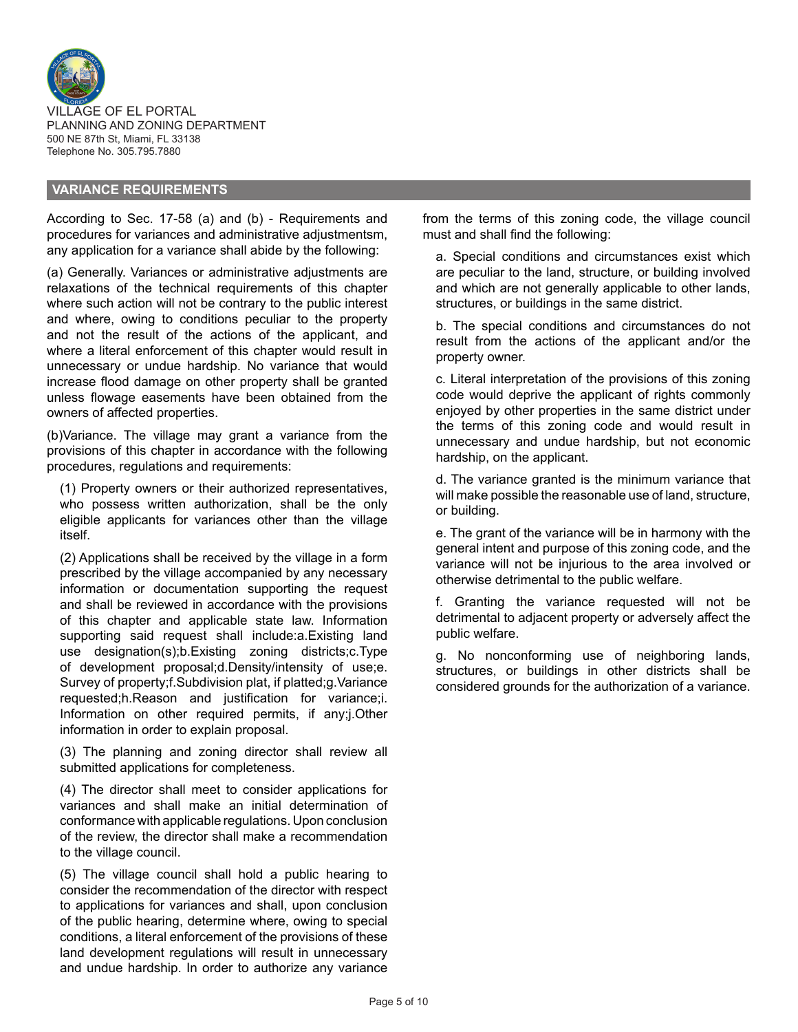VILLAGE OF EL PORTAL
PLANNING AND ZONING DEPARTMENT
500 NE 87th St, Miami, FL 33138
Telephone No. 305.795.7880

## VARIANCE REQUIREMENTS

According to Sec. 17-58 (a) and (b) - Requirements and procedures for variances and administrative adjustmentsm, any application for a variance shall abide by the following:

(a) Generally. Variances or administrative adjustments are relaxations of the technical requirements of this chapter where such action will not be contrary to the public interest and where, owing to conditions peculiar to the property and not the result of the actions of the applicant, and where a literal enforcement of this chapter would result in unnecessary or undue hardship. No variance that would increase flood damage on other property shall be granted unless flowage easements have been obtained from the owners of affected properties.

(b)Variance. The village may grant a variance from the provisions of this chapter in accordance with the following procedures, regulations and requirements:

(1) Property owners or their authorized representatives, who possess written authorization, shall be the only eligible applicants for variances other than the village itself.

(2) Applications shall be received by the village in a form prescribed by the village accompanied by any necessary information or documentation supporting the request and shall be reviewed in accordance with the provisions of this chapter and applicable state law. Information supporting said request shall include:a.Existing land use designation(s);b.Existing zoning districts;c.Type of development proposal;d.Density/intensity of use;e. Survey of property;f.Subdivision plat, if platted;g.Variance requested;h.Reason and justification for variance;i. Information on other required permits, if any;j.Other information in order to explain proposal.

(3) The planning and zoning director shall review all submitted applications for completeness.

(4) The director shall meet to consider applications for variances and shall make an initial determination of conformance with applicable regulations. Upon conclusion of the review, the director shall make a recommendation to the village council.

(5) The village council shall hold a public hearing to consider the recommendation of the director with respect to applications for variances and shall, upon conclusion of the public hearing, determine where, owing to special conditions, a literal enforcement of the provisions of these land development regulations will result in unnecessary and undue hardship. In order to authorize any variance from the terms of this zoning code, the village council must and shall find the following:

a. Special conditions and circumstances exist which are peculiar to the land, structure, or building involved and which are not generally applicable to other lands, structures, or buildings in the same district.

b. The special conditions and circumstances do not result from the actions of the applicant and/or the property owner.

c. Literal interpretation of the provisions of this zoning code would deprive the applicant of rights commonly enjoyed by other properties in the same district under the terms of this zoning code and would result in unnecessary and undue hardship, but not economic hardship, on the applicant.

d. The variance granted is the minimum variance that will make possible the reasonable use of land, structure, or building.

e. The grant of the variance will be in harmony with the general intent and purpose of this zoning code, and the variance will not be injurious to the area involved or otherwise detrimental to the public welfare.

f. Granting the variance requested will not be detrimental to adjacent property or adversely affect the public welfare.

g. No nonconforming use of neighboring lands, structures, or buildings in other districts shall be considered grounds for the authorization of a variance.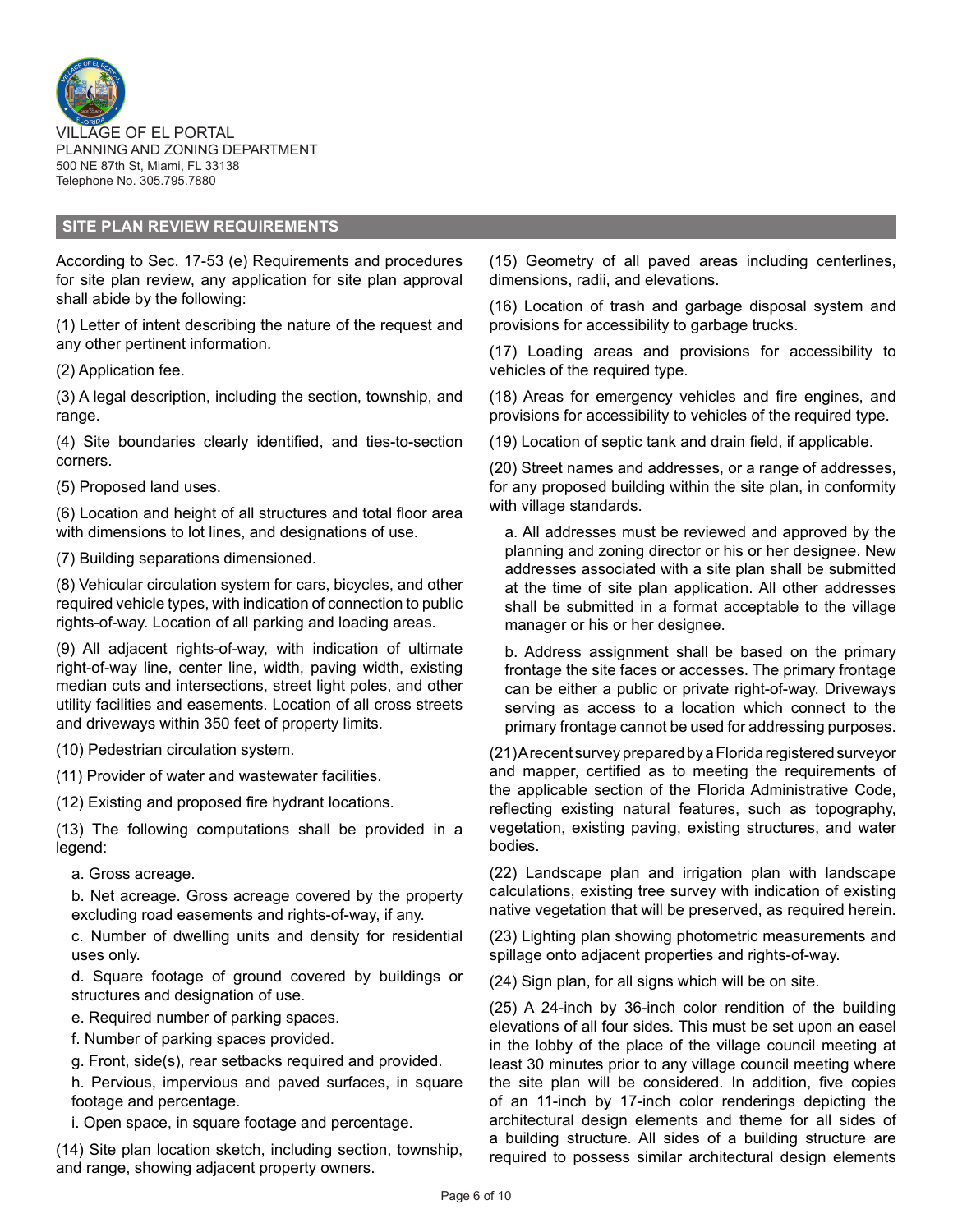VILLAGE OF EL PORTAL
PLANNING AND ZONING DEPARTMENT
500 NE 87th St, Miami, FL 33138
Telephone No. 305.795.7880

## SITE PLAN REVIEW REQUIREMENTS

According to Sec. 17-53 (e) Requirements and procedures for site plan review, any application for site plan approval shall abide by the following:

(1) Letter of intent describing the nature of the request and any other pertinent information.

(2) Application fee.

(3) A legal description, including the section, township, and range.

(4) Site boundaries clearly identified, and ties-to-section corners.

(5) Proposed land uses.

(6) Location and height of all structures and total floor area with dimensions to lot lines, and designations of use.

(7) Building separations dimensioned.

(8) Vehicular circulation system for cars, bicycles, and other required vehicle types, with indication of connection to public rights-of-way. Location of all parking and loading areas.

(9) All adjacent rights-of-way, with indication of ultimate right-of-way line, center line, width, paving width, existing median cuts and intersections, street light poles, and other utility facilities and easements. Location of all cross streets and driveways within 350 feet of property limits.

(10) Pedestrian circulation system.

(11) Provider of water and wastewater facilities.

(12) Existing and proposed fire hydrant locations.

(13) The following computations shall be provided in a legend:

a. Gross acreage.

b. Net acreage. Gross acreage covered by the property excluding road easements and rights-of-way, if any.

c. Number of dwelling units and density for residential uses only.

d. Square footage of ground covered by buildings or structures and designation of use.

e. Required number of parking spaces.

f. Number of parking spaces provided.

g. Front, side(s), rear setbacks required and provided.

h. Pervious, impervious and paved surfaces, in square footage and percentage.

i. Open space, in square footage and percentage.

(14) Site plan location sketch, including section, township, and range, showing adjacent property owners.

(15) Geometry of all paved areas including centerlines, dimensions, radii, and elevations.

(16) Location of trash and garbage disposal system and provisions for accessibility to garbage trucks.

(17) Loading areas and provisions for accessibility to vehicles of the required type.

(18) Areas for emergency vehicles and fire engines, and provisions for accessibility to vehicles of the required type.

(19) Location of septic tank and drain field, if applicable.

(20) Street names and addresses, or a range of addresses, for any proposed building within the site plan, in conformity with village standards.

a. All addresses must be reviewed and approved by the planning and zoning director or his or her designee. New addresses associated with a site plan shall be submitted at the time of site plan application. All other addresses shall be submitted in a format acceptable to the village manager or his or her designee.

b. Address assignment shall be based on the primary frontage the site faces or accesses. The primary frontage can be either a public or private right-of-way. Driveways serving as access to a location which connect to the primary frontage cannot be used for addressing purposes.

(21) A recent survey prepared by a Florida registered surveyor and mapper, certified as to meeting the requirements of the applicable section of the Florida Administrative Code, reflecting existing natural features, such as topography, vegetation, existing paving, existing structures, and water bodies.

(22) Landscape plan and irrigation plan with landscape calculations, existing tree survey with indication of existing native vegetation that will be preserved, as required herein.

(23) Lighting plan showing photometric measurements and spillage onto adjacent properties and rights-of-way.

(24) Sign plan, for all signs which will be on site.

(25) A 24-inch by 36-inch color rendition of the building elevations of all four sides. This must be set upon an easel in the lobby of the place of the village council meeting at least 30 minutes prior to any village council meeting where the site plan will be considered. In addition, five copies of an 11-inch by 17-inch color renderings depicting the architectural design elements and theme for all sides of a building structure. All sides of a building structure are required to possess similar architectural design elements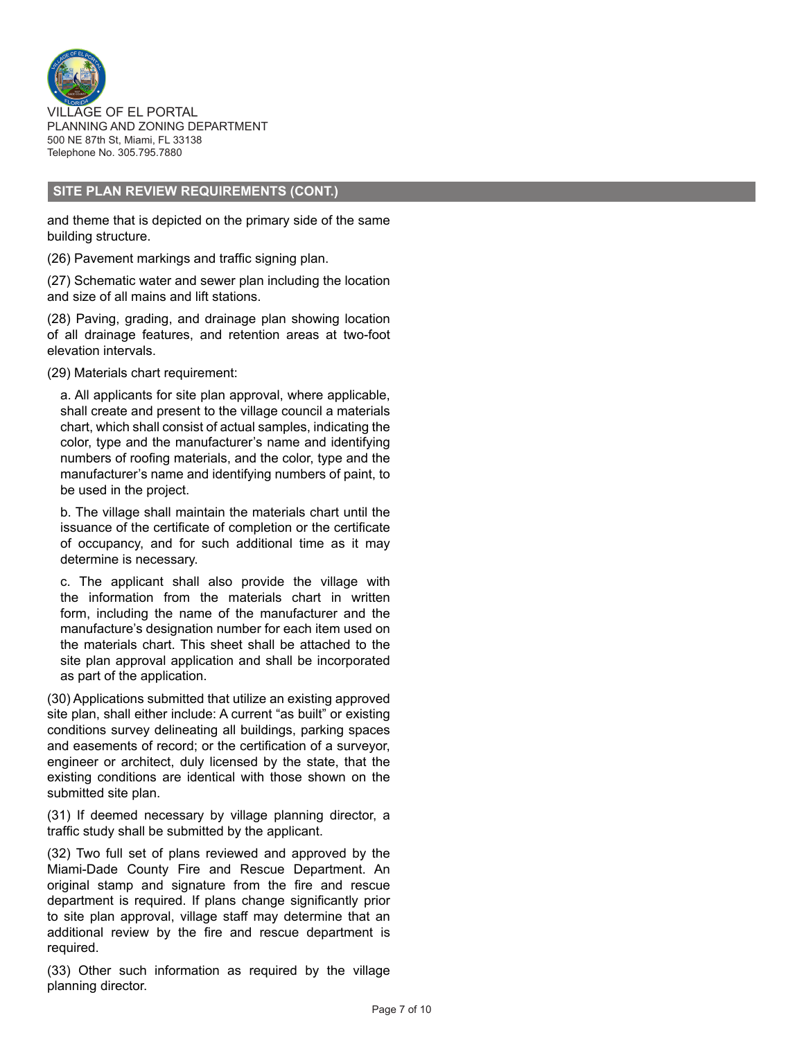VILLAGE OF EL PORTAL
PLANNING AND ZONING DEPARTMENT
500 NE 87th St, Miami, FL 33138
Telephone No. 305.795.7880

## SITE PLAN REVIEW REQUIREMENTS (CONT.)

and theme that is depicted on the primary side of the same building structure.

(26) Pavement markings and traffic signing plan.

(27) Schematic water and sewer plan including the location and size of all mains and lift stations.

(28) Paving, grading, and drainage plan showing location of all drainage features, and retention areas at two-foot elevation intervals.

(29) Materials chart requirement:

a. All applicants for site plan approval, where applicable, shall create and present to the village council a materials chart, which shall consist of actual samples, indicating the color, type and the manufacturer's name and identifying numbers of roofing materials, and the color, type and the manufacturer's name and identifying numbers of paint, to be used in the project.

b. The village shall maintain the materials chart until the issuance of the certificate of completion or the certificate of occupancy, and for such additional time as it may determine is necessary.

c. The applicant shall also provide the village with the information from the materials chart in written form, including the name of the manufacturer and the manufacture's designation number for each item used on the materials chart. This sheet shall be attached to the site plan approval application and shall be incorporated as part of the application.

(30) Applications submitted that utilize an existing approved site plan, shall either include: A current "as built" or existing conditions survey delineating all buildings, parking spaces and easements of record; or the certification of a surveyor, engineer or architect, duly licensed by the state, that the existing conditions are identical with those shown on the submitted site plan.

(31) If deemed necessary by village planning director, a traffic study shall be submitted by the applicant.

(32) Two full set of plans reviewed and approved by the Miami-Dade County Fire and Rescue Department. An original stamp and signature from the fire and rescue department is required. If plans change significantly prior to site plan approval, village staff may determine that an additional review by the fire and rescue department is required.

(33) Other such information as required by the village planning director.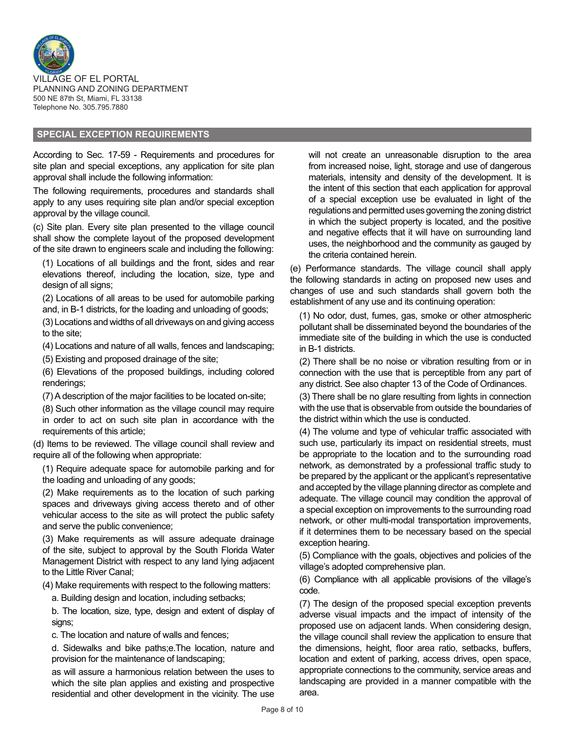VILLAGE OF EL PORTAL
PLANNING AND ZONING DEPARTMENT
500 NE 87th St, Miami, FL 33138
Telephone No. 305.795.7880

## SPECIAL EXCEPTION REQUIREMENTS

According to Sec. 17-59 - Requirements and procedures for site plan and special exceptions, any application for site plan approval shall include the following information:

The following requirements, procedures and standards shall apply to any uses requiring site plan and/or special exception approval by the village council.

(c) Site plan. Every site plan presented to the village council shall show the complete layout of the proposed development of the site drawn to engineers scale and including the following:

(1) Locations of all buildings and the front, sides and rear elevations thereof, including the location, size, type and design of all signs;

(2) Locations of all areas to be used for automobile parking and, in B-1 districts, for the loading and unloading of goods;

(3) Locations and widths of all driveways on and giving access to the site;

(4) Locations and nature of all walls, fences and landscaping;

(5) Existing and proposed drainage of the site;

(6) Elevations of the proposed buildings, including colored renderings;

(7) A description of the major facilities to be located on-site;

(8) Such other information as the village council may require in order to act on such site plan in accordance with the requirements of this article;

(d) Items to be reviewed. The village council shall review and require all of the following when appropriate:

(1) Require adequate space for automobile parking and for the loading and unloading of any goods;

(2) Make requirements as to the location of such parking spaces and driveways giving access thereto and of other vehicular access to the site as will protect the public safety and serve the public convenience;

(3) Make requirements as will assure adequate drainage of the site, subject to approval by the South Florida Water Management District with respect to any land lying adjacent to the Little River Canal;

(4) Make requirements with respect to the following matters:

a. Building design and location, including setbacks;

b. The location, size, type, design and extent of display of signs;

c. The location and nature of walls and fences;

d. Sidewalks and bike paths;e.The location, nature and provision for the maintenance of landscaping;

as will assure a harmonious relation between the uses to which the site plan applies and existing and prospective residential and other development in the vicinity. The use will not create an unreasonable disruption to the area from increased noise, light, storage and use of dangerous materials, intensity and density of the development. It is the intent of this section that each application for approval of a special exception use be evaluated in light of the regulations and permitted uses governing the zoning district in which the subject property is located, and the positive and negative effects that it will have on surrounding land uses, the neighborhood and the community as gauged by the criteria contained herein.

(e) Performance standards. The village council shall apply the following standards in acting on proposed new uses and changes of use and such standards shall govern both the establishment of any use and its continuing operation:

(1) No odor, dust, fumes, gas, smoke or other atmospheric pollutant shall be disseminated beyond the boundaries of the immediate site of the building in which the use is conducted in B-1 districts.

(2) There shall be no noise or vibration resulting from or in connection with the use that is perceptible from any part of any district. See also chapter 13 of the Code of Ordinances.

(3) There shall be no glare resulting from lights in connection with the use that is observable from outside the boundaries of the district within which the use is conducted.

(4) The volume and type of vehicular traffic associated with such use, particularly its impact on residential streets, must be appropriate to the location and to the surrounding road network, as demonstrated by a professional traffic study to be prepared by the applicant or the applicant's representative and accepted by the village planning director as complete and adequate. The village council may condition the approval of a special exception on improvements to the surrounding road network, or other multi-modal transportation improvements, if it determines them to be necessary based on the special exception hearing.

(5) Compliance with the goals, objectives and policies of the village's adopted comprehensive plan.

(6) Compliance with all applicable provisions of the village's code.

(7) The design of the proposed special exception prevents adverse visual impacts and the impact of intensity of the proposed use on adjacent lands. When considering design, the village council shall review the application to ensure that the dimensions, height, floor area ratio, setbacks, buffers, location and extent of parking, access drives, open space, appropriate connections to the community, service areas and landscaping are provided in a manner compatible with the area.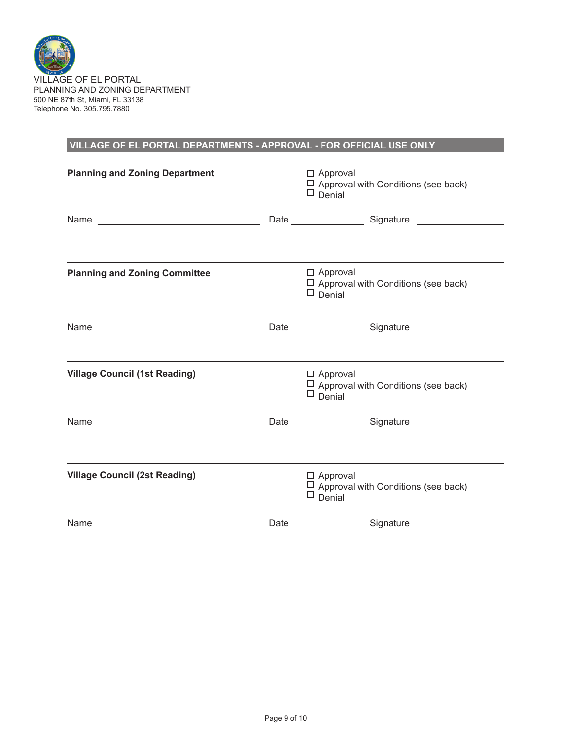VILLAGE OF EL PORTAL
PLANNING AND ZONING DEPARTMENT
500 NE 87th St, Miami, FL 33138
Telephone No. 305.795.7880

## VILLAGE OF EL PORTAL DEPARTMENTS - APPROVAL - FOR OFFICIAL USE ONLY

**Planning and Zoning Department**

☐ Approval
☐ Approval with Conditions (see back)
☐ Denial

Name ______________________ Date ____________ Signature ____________

---

**Planning and Zoning Committee**

☐ Approval
☐ Approval with Conditions (see back)
☐ Denial

Name ______________________ Date ____________ Signature ____________

---

**Village Council (1st Reading)**

☐ Approval
☐ Approval with Conditions (see back)
☐ Denial

Name ______________________ Date ____________ Signature ____________

---

**Village Council (2st Reading)**

☐ Approval
☐ Approval with Conditions (see back)
☐ Denial

Name ______________________ Date ____________ Signature ____________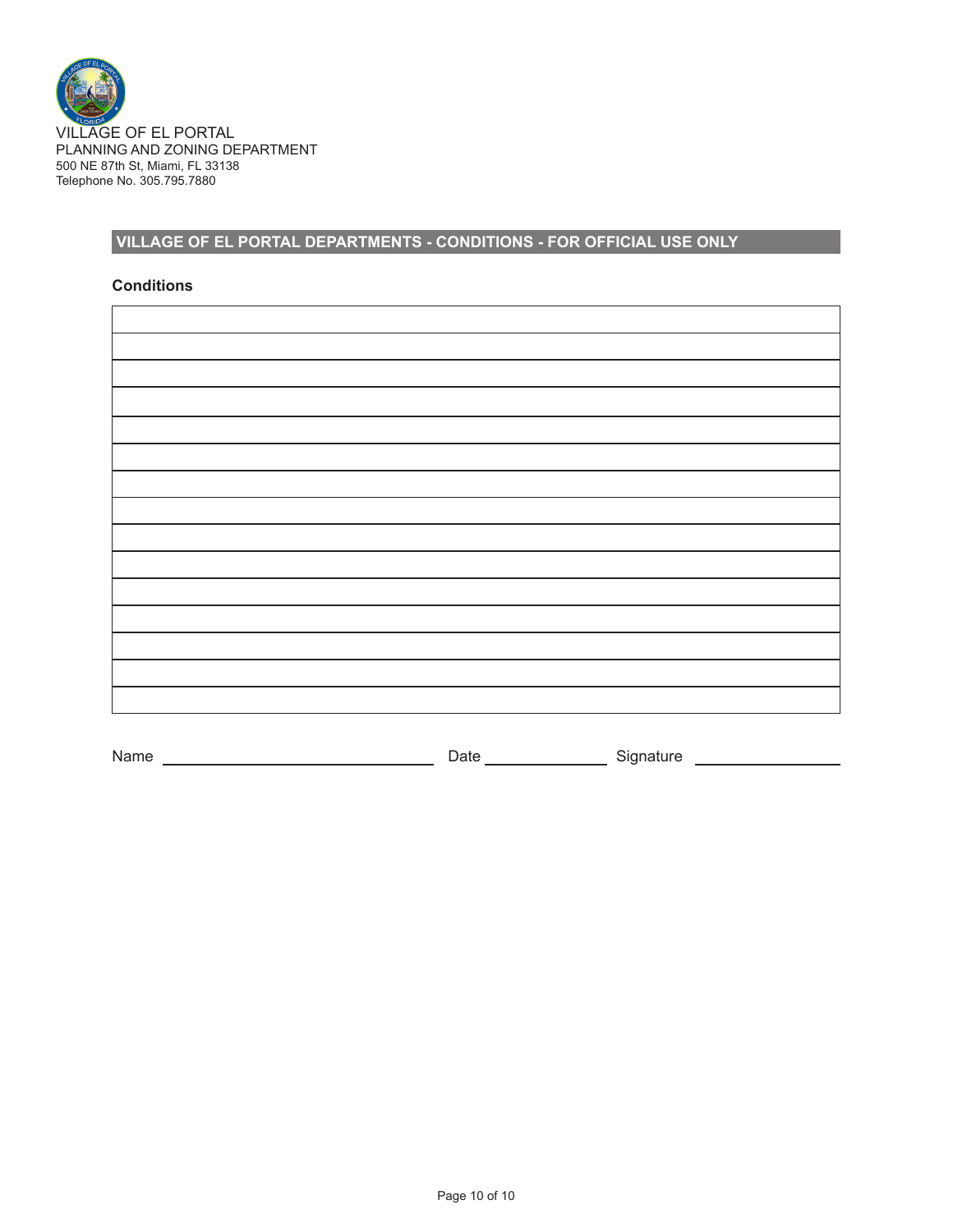VILLAGE OF EL PORTAL
PLANNING AND ZONING DEPARTMENT
500 NE 87th St, Miami, FL 33138
Telephone No. 305.795.7880

## VILLAGE OF EL PORTAL DEPARTMENTS - CONDITIONS - FOR OFFICIAL USE ONLY

**Conditions**

| |
|---|
| |
| |
| |
| |
| |
| |
| |
| |
| |
| |
| |
| |
| |
| |
| |

Name ______________________________ Date ______________ Signature ________________